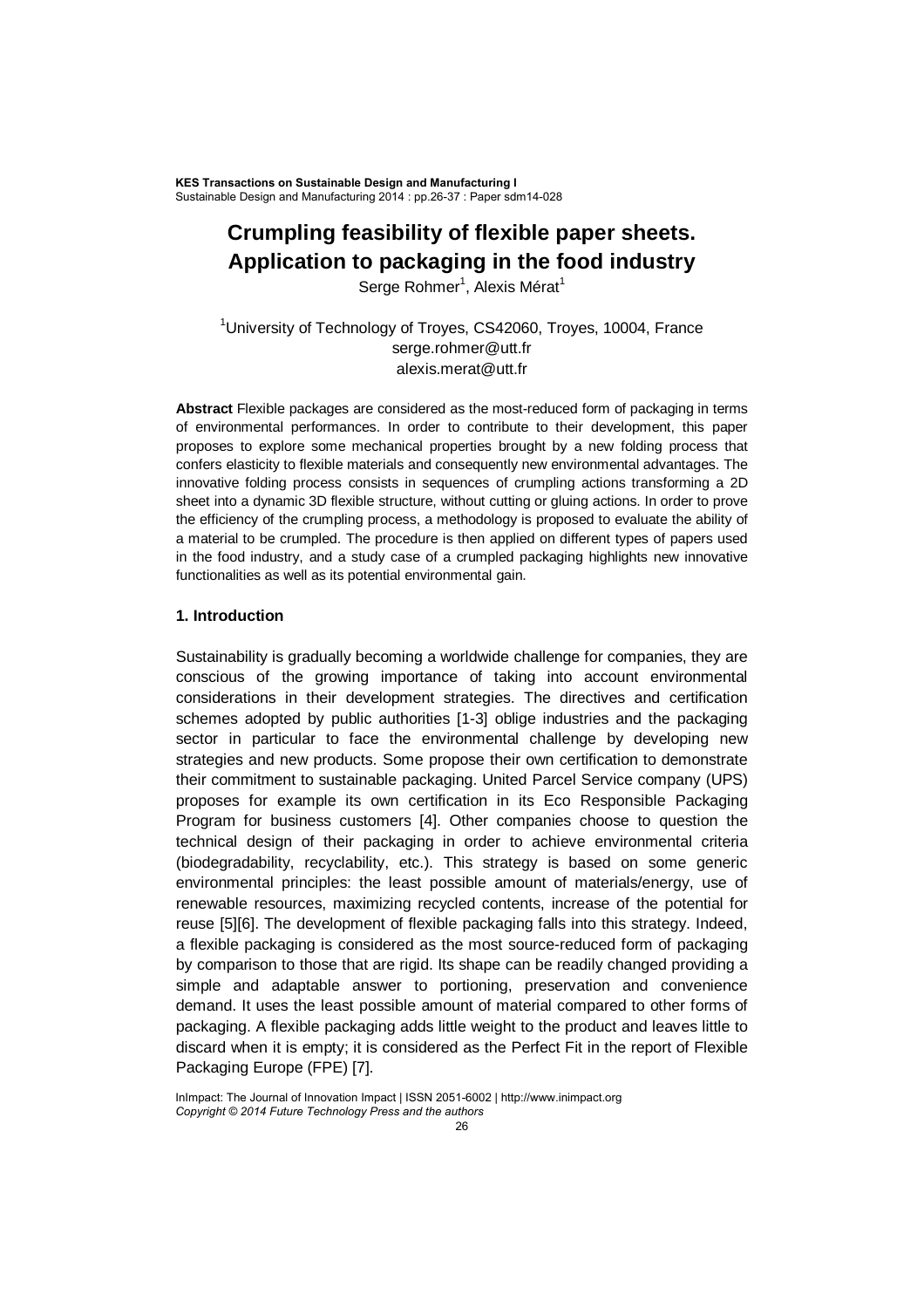# Crumpling feasibility of flexible paper sheets. Application to packaging in the food industry

Serge Rohmer[1], Alexis Mérat[1]

[1]University of Technology of Troyes, CS42060, Troyes, 10004, France
serge.rohmer@utt.fr
alexis.merat@utt.fr

**Abstract** Flexible packages are considered as the most-reduced form of packaging in terms of environmental performances. In order to contribute to their development, this paper proposes to explore some mechanical properties brought by a new folding process that confers elasticity to flexible materials and consequently new environmental advantages. The innovative folding process consists in sequences of crumpling actions transforming a 2D sheet into a dynamic 3D flexible structure, without cutting or gluing actions. In order to prove the efficiency of the crumpling process, a methodology is proposed to evaluate the ability of a material to be crumpled. The procedure is then applied on different types of papers used in the food industry, and a study case of a crumpled packaging highlights new innovative functionalities as well as its potential environmental gain.

## 1. Introduction

Sustainability is gradually becoming a worldwide challenge for companies, they are conscious of the growing importance of taking into account environmental considerations in their development strategies. The directives and certification schemes adopted by public authorities [1-3] oblige industries and the packaging sector in particular to face the environmental challenge by developing new strategies and new products. Some propose their own certification to demonstrate their commitment to sustainable packaging. United Parcel Service company (UPS) proposes for example its own certification in its Eco Responsible Packaging Program for business customers [4]. Other companies choose to question the technical design of their packaging in order to achieve environmental criteria (biodegradability, recyclability, etc.). This strategy is based on some generic environmental principles: the least possible amount of materials/energy, use of renewable resources, maximizing recycled contents, increase of the potential for reuse [5][6]. The development of flexible packaging falls into this strategy. Indeed, a flexible packaging is considered as the most source-reduced form of packaging by comparison to those that are rigid. Its shape can be readily changed providing a simple and adaptable answer to portioning, preservation and convenience demand. It uses the least possible amount of material compared to other forms of packaging. A flexible packaging adds little weight to the product and leaves little to discard when it is empty; it is considered as the Perfect Fit in the report of Flexible Packaging Europe (FPE) [7].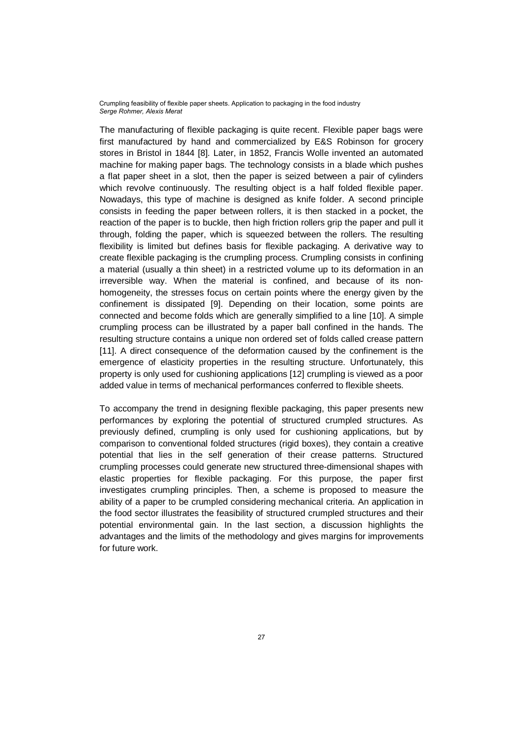The manufacturing of flexible packaging is quite recent. Flexible paper bags were first manufactured by hand and commercialized by E&S Robinson for grocery stores in Bristol in 1844 [8]. Later, in 1852, Francis Wolle invented an automated machine for making paper bags. The technology consists in a blade which pushes a flat paper sheet in a slot, then the paper is seized between a pair of cylinders which revolve continuously. The resulting object is a half folded flexible paper. Nowadays, this type of machine is designed as knife folder. A second principle consists in feeding the paper between rollers, it is then stacked in a pocket, the reaction of the paper is to buckle, then high friction rollers grip the paper and pull it through, folding the paper, which is squeezed between the rollers. The resulting flexibility is limited but defines basis for flexible packaging. A derivative way to create flexible packaging is the crumpling process. Crumpling consists in confining a material (usually a thin sheet) in a restricted volume up to its deformation in an irreversible way. When the material is confined, and because of its non-homogeneity, the stresses focus on certain points where the energy given by the confinement is dissipated [9]. Depending on their location, some points are connected and become folds which are generally simplified to a line [10]. A simple crumpling process can be illustrated by a paper ball confined in the hands. The resulting structure contains a unique non ordered set of folds called crease pattern [11]. A direct consequence of the deformation caused by the confinement is the emergence of elasticity properties in the resulting structure. Unfortunately, this property is only used for cushioning applications [12] crumpling is viewed as a poor added value in terms of mechanical performances conferred to flexible sheets.

To accompany the trend in designing flexible packaging, this paper presents new performances by exploring the potential of structured crumpled structures. As previously defined, crumpling is only used for cushioning applications, but by comparison to conventional folded structures (rigid boxes), they contain a creative potential that lies in the self generation of their crease patterns. Structured crumpling processes could generate new structured three-dimensional shapes with elastic properties for flexible packaging. For this purpose, the paper first investigates crumpling principles. Then, a scheme is proposed to measure the ability of a paper to be crumpled considering mechanical criteria. An application in the food sector illustrates the feasibility of structured crumpled structures and their potential environmental gain. In the last section, a discussion highlights the advantages and the limits of the methodology and gives margins for improvements for future work.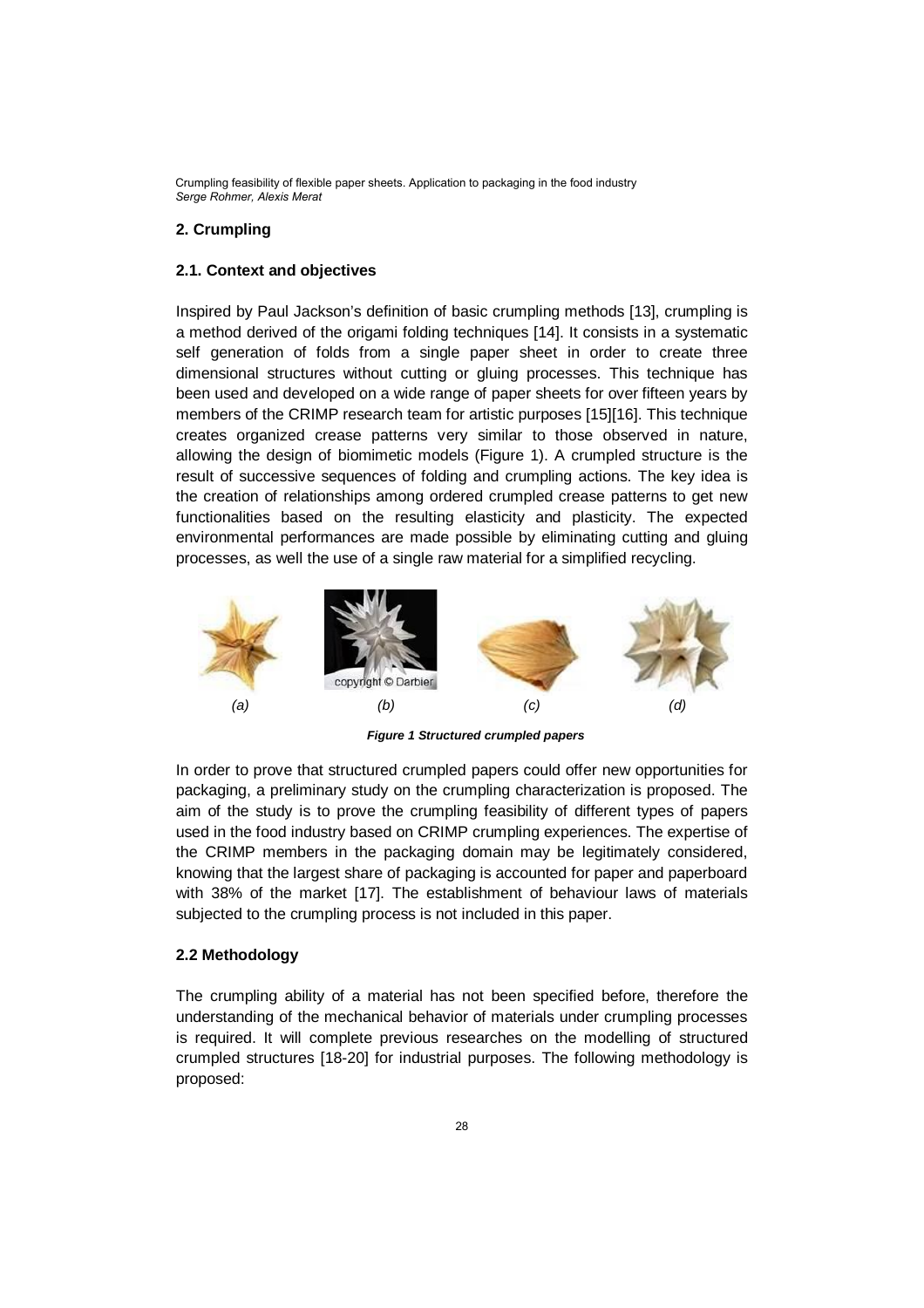## 2. Crumpling

### 2.1. Context and objectives

Inspired by Paul Jackson's definition of basic crumpling methods [13], crumpling is a method derived of the origami folding techniques [14]. It consists in a systematic self generation of folds from a single paper sheet in order to create three dimensional structures without cutting or gluing processes. This technique has been used and developed on a wide range of paper sheets for over fifteen years by members of the CRIMP research team for artistic purposes [15][16]. This technique creates organized crease patterns very similar to those observed in nature, allowing the design of biomimetic models (Figure 1). A crumpled structure is the result of successive sequences of folding and crumpling actions. The key idea is the creation of relationships among ordered crumpled crease patterns to get new functionalities based on the resulting elasticity and plasticity. The expected environmental performances are made possible by eliminating cutting and gluing processes, as well the use of a single raw material for a simplified recycling.

(a) (b) (c) (d)

***Figure 1 Structured crumpled papers***

In order to prove that structured crumpled papers could offer new opportunities for packaging, a preliminary study on the crumpling characterization is proposed. The aim of the study is to prove the crumpling feasibility of different types of papers used in the food industry based on CRIMP crumpling experiences. The expertise of the CRIMP members in the packaging domain may be legitimately considered, knowing that the largest share of packaging is accounted for paper and paperboard with 38% of the market [17]. The establishment of behaviour laws of materials subjected to the crumpling process is not included in this paper.

### 2.2 Methodology

The crumpling ability of a material has not been specified before, therefore the understanding of the mechanical behavior of materials under crumpling processes is required. It will complete previous researches on the modelling of structured crumpled structures [18-20] for industrial purposes. The following methodology is proposed: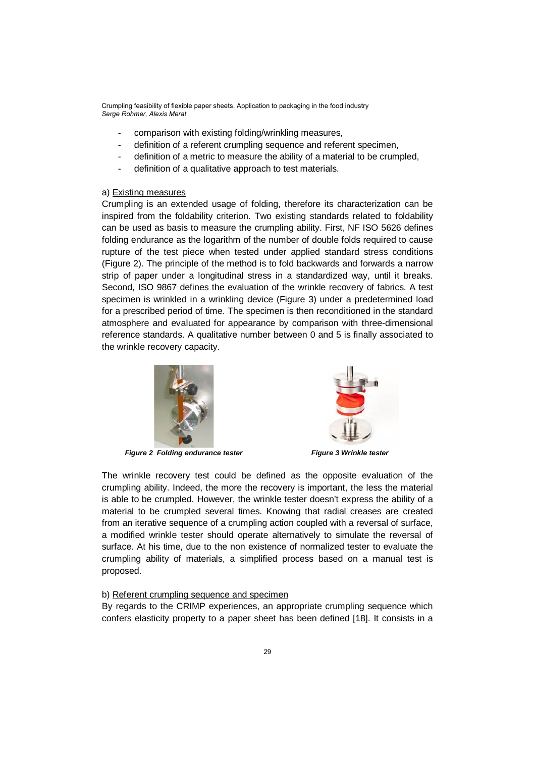- comparison with existing folding/wrinkling measures,
- definition of a referent crumpling sequence and referent specimen,
- definition of a metric to measure the ability of a material to be crumpled,
- definition of a qualitative approach to test materials.

a) Existing measures

Crumpling is an extended usage of folding, therefore its characterization can be inspired from the foldability criterion. Two existing standards related to foldability can be used as basis to measure the crumpling ability. First, NF ISO 5626 defines folding endurance as the logarithm of the number of double folds required to cause rupture of the test piece when tested under applied standard stress conditions (Figure 2). The principle of the method is to fold backwards and forwards a narrow strip of paper under a longitudinal stress in a standardized way, until it breaks. Second, ISO 9867 defines the evaluation of the wrinkle recovery of fabrics. A test specimen is wrinkled in a wrinkling device (Figure 3) under a predetermined load for a prescribed period of time. The specimen is then reconditioned in the standard atmosphere and evaluated for appearance by comparison with three-dimensional reference standards. A qualitative number between 0 and 5 is finally associated to the wrinkle recovery capacity.

***Figure 2 Folding endurance tester***

***Figure 3 Wrinkle tester***

The wrinkle recovery test could be defined as the opposite evaluation of the crumpling ability. Indeed, the more the recovery is important, the less the material is able to be crumpled. However, the wrinkle tester doesn't express the ability of a material to be crumpled several times. Knowing that radial creases are created from an iterative sequence of a crumpling action coupled with a reversal of surface, a modified wrinkle tester should operate alternatively to simulate the reversal of surface. At his time, due to the non existence of normalized tester to evaluate the crumpling ability of materials, a simplified process based on a manual test is proposed.

b) Referent crumpling sequence and specimen

By regards to the CRIMP experiences, an appropriate crumpling sequence which confers elasticity property to a paper sheet has been defined [18]. It consists in a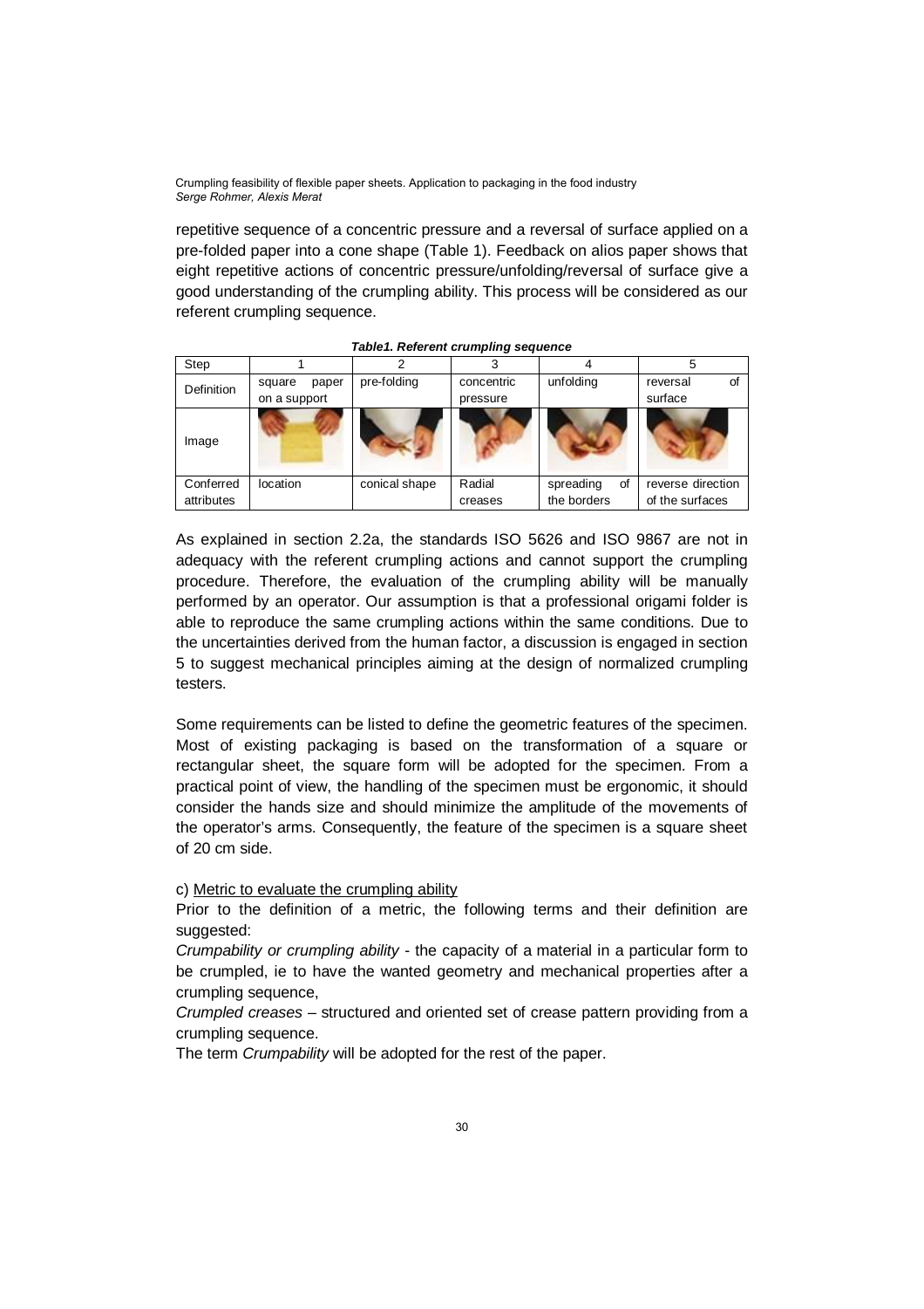repetitive sequence of a concentric pressure and a reversal of surface applied on a pre-folded paper into a cone shape (Table 1). Feedback on alios paper shows that eight repetitive actions of concentric pressure/unfolding/reversal of surface give a good understanding of the crumpling ability. This process will be considered as our referent crumpling sequence.

***Table1. Referent crumpling sequence***

| Step | 1 | 2 | 3 | 4 | 5 |
|---|---|---|---|---|---|
| Definition | square paper on a support | pre-folding | concentric pressure | unfolding | reversal of surface |
| Image | | | | | |
| Conferred attributes | location | conical shape | Radial creases | spreading of the borders | reverse direction of the surfaces |

As explained in section 2.2a, the standards ISO 5626 and ISO 9867 are not in adequacy with the referent crumpling actions and cannot support the crumpling procedure. Therefore, the evaluation of the crumpling ability will be manually performed by an operator. Our assumption is that a professional origami folder is able to reproduce the same crumpling actions within the same conditions. Due to the uncertainties derived from the human factor, a discussion is engaged in section 5 to suggest mechanical principles aiming at the design of normalized crumpling testers.

Some requirements can be listed to define the geometric features of the specimen. Most of existing packaging is based on the transformation of a square or rectangular sheet, the square form will be adopted for the specimen. From a practical point of view, the handling of the specimen must be ergonomic, it should consider the hands size and should minimize the amplitude of the movements of the operator's arms. Consequently, the feature of the specimen is a square sheet of 20 cm side.

c) Metric to evaluate the crumpling ability

Prior to the definition of a metric, the following terms and their definition are suggested:

*Crumpability or crumpling ability* - the capacity of a material in a particular form to be crumpled, ie to have the wanted geometry and mechanical properties after a crumpling sequence,

*Crumpled creases* – structured and oriented set of crease pattern providing from a crumpling sequence.

The term *Crumpability* will be adopted for the rest of the paper.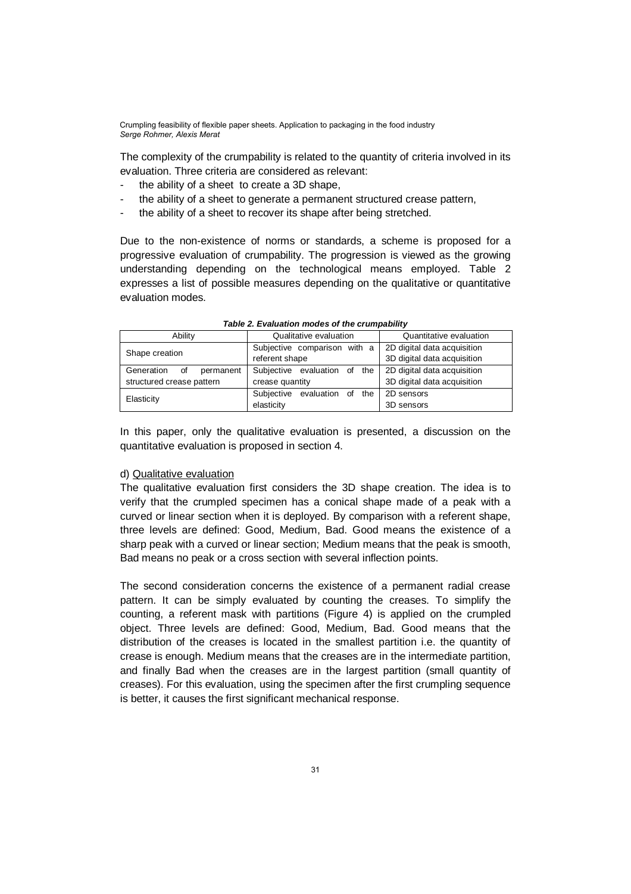The complexity of the crumpability is related to the quantity of criteria involved in its evaluation. Three criteria are considered as relevant:

- the ability of a sheet to create a 3D shape,
- the ability of a sheet to generate a permanent structured crease pattern,
- the ability of a sheet to recover its shape after being stretched.

Due to the non-existence of norms or standards, a scheme is proposed for a progressive evaluation of crumpability. The progression is viewed as the growing understanding depending on the technological means employed. Table 2 expresses a list of possible measures depending on the qualitative or quantitative evaluation modes.

***Table 2. Evaluation modes of the crumpability***

| Ability | Qualitative evaluation | Quantitative evaluation |
|---|---|---|
| Shape creation | Subjective comparison with a referent shape | 2D digital data acquisition<br>3D digital data acquisition |
| Generation of permanent structured crease pattern | Subjective evaluation of the crease quantity | 2D digital data acquisition<br>3D digital data acquisition |
| Elasticity | Subjective evaluation of the elasticity | 2D sensors<br>3D sensors |

In this paper, only the qualitative evaluation is presented, a discussion on the quantitative evaluation is proposed in section 4.

d) Qualitative evaluation

The qualitative evaluation first considers the 3D shape creation. The idea is to verify that the crumpled specimen has a conical shape made of a peak with a curved or linear section when it is deployed. By comparison with a referent shape, three levels are defined: Good, Medium, Bad. Good means the existence of a sharp peak with a curved or linear section; Medium means that the peak is smooth, Bad means no peak or a cross section with several inflection points.

The second consideration concerns the existence of a permanent radial crease pattern. It can be simply evaluated by counting the creases. To simplify the counting, a referent mask with partitions (Figure 4) is applied on the crumpled object. Three levels are defined: Good, Medium, Bad. Good means that the distribution of the creases is located in the smallest partition i.e. the quantity of crease is enough. Medium means that the creases are in the intermediate partition, and finally Bad when the creases are in the largest partition (small quantity of creases). For this evaluation, using the specimen after the first crumpling sequence is better, it causes the first significant mechanical response.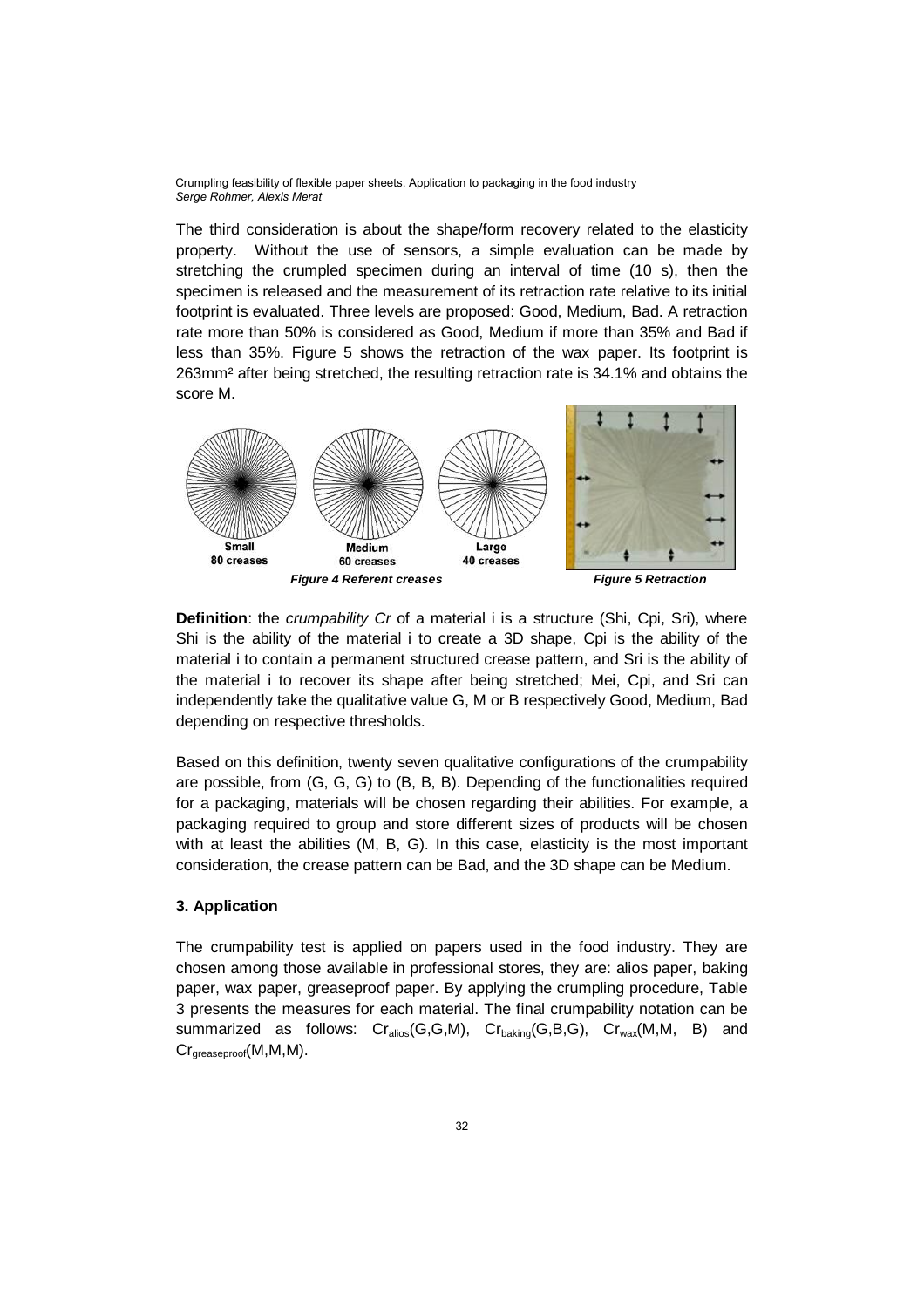The third consideration is about the shape/form recovery related to the elasticity property. Without the use of sensors, a simple evaluation can be made by stretching the crumpled specimen during an interval of time (10 s), then the specimen is released and the measurement of its retraction rate relative to its initial footprint is evaluated. Three levels are proposed: Good, Medium, Bad. A retraction rate more than 50% is considered as Good, Medium if more than 35% and Bad if less than 35%. Figure 5 shows the retraction of the wax paper. Its footprint is 263mm² after being stretched, the resulting retraction rate is 34.1% and obtains the score M.

Small 80 creases — Medium 60 creases — Large 40 creases

***Figure 4 Referent creases***

***Figure 5 Retraction***

**Definition**: the *crumpability Cr* of a material i is a structure (Shi, Cpi, Sri), where Shi is the ability of the material i to create a 3D shape, Cpi is the ability of the material i to contain a permanent structured crease pattern, and Sri is the ability of the material i to recover its shape after being stretched; Mei, Cpi, and Sri can independently take the qualitative value G, M or B respectively Good, Medium, Bad depending on respective thresholds.

Based on this definition, twenty seven qualitative configurations of the crumpability are possible, from (G, G, G) to (B, B, B). Depending of the functionalities required for a packaging, materials will be chosen regarding their abilities. For example, a packaging required to group and store different sizes of products will be chosen with at least the abilities (M, B, G). In this case, elasticity is the most important consideration, the crease pattern can be Bad, and the 3D shape can be Medium.

### 3. Application

The crumpability test is applied on papers used in the food industry. They are chosen among those available in professional stores, they are: alios paper, baking paper, wax paper, greaseproof paper. By applying the crumpling procedure, Table 3 presents the measures for each material. The final crumpability notation can be summarized as follows: $Cr_{alios}$(G,G,M), $Cr_{baking}$(G,B,G), $Cr_{wax}$(M,M, B) and $Cr_{greaseproof}$(M,M,M).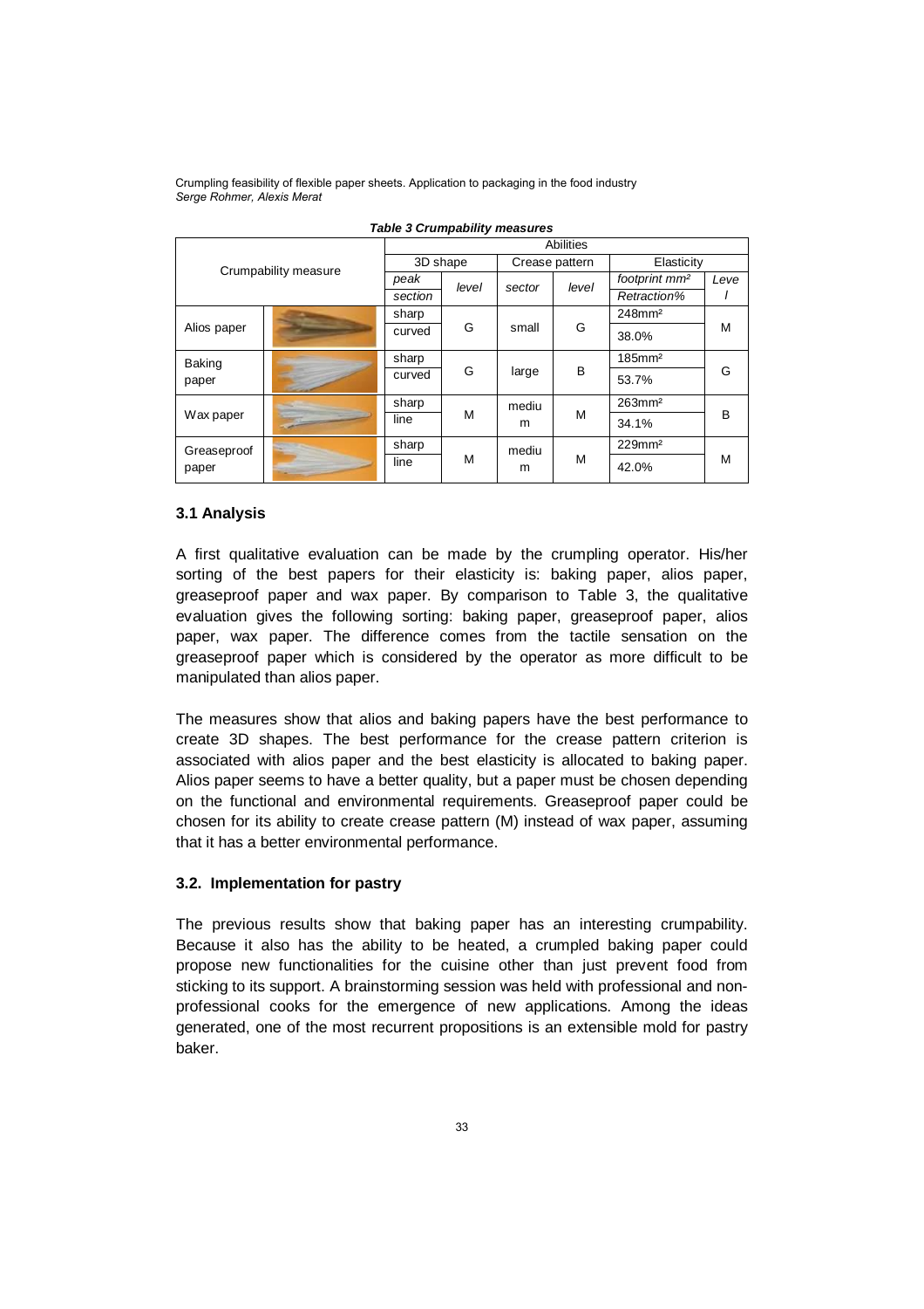**Table 3 Crumpability measures**

| Crumpability measure | | Abilities | | | | | |
|---|---|---|---|---|---|---|---|
| | | 3D shape | | Crease pattern | | Elasticity | |
| | | *peak section* | *level* | *sector* | *level* | *footprint mm²* / *Retraction%* | *Level* |
| Alios paper | | sharp curved | G | small | G | 248mm² / 38.0% | M |
| Baking paper | | sharp curved | G | large | B | 185mm² / 53.7% | G |
| Wax paper | | sharp line | M | medium | M | 263mm² / 34.1% | B |
| Greaseproof paper | | sharp line | M | medium | M | 229mm² / 42.0% | M |

### 3.1 Analysis

A first qualitative evaluation can be made by the crumpling operator. His/her sorting of the best papers for their elasticity is: baking paper, alios paper, greaseproof paper and wax paper. By comparison to Table 3, the qualitative evaluation gives the following sorting: baking paper, greaseproof paper, alios paper, wax paper. The difference comes from the tactile sensation on the greaseproof paper which is considered by the operator as more difficult to be manipulated than alios paper.

The measures show that alios and baking papers have the best performance to create 3D shapes. The best performance for the crease pattern criterion is associated with alios paper and the best elasticity is allocated to baking paper. Alios paper seems to have a better quality, but a paper must be chosen depending on the functional and environmental requirements. Greaseproof paper could be chosen for its ability to create crease pattern (M) instead of wax paper, assuming that it has a better environmental performance.

### 3.2. Implementation for pastry

The previous results show that baking paper has an interesting crumpability. Because it also has the ability to be heated, a crumpled baking paper could propose new functionalities for the cuisine other than just prevent food from sticking to its support. A brainstorming session was held with professional and non-professional cooks for the emergence of new applications. Among the ideas generated, one of the most recurrent propositions is an extensible mold for pastry baker.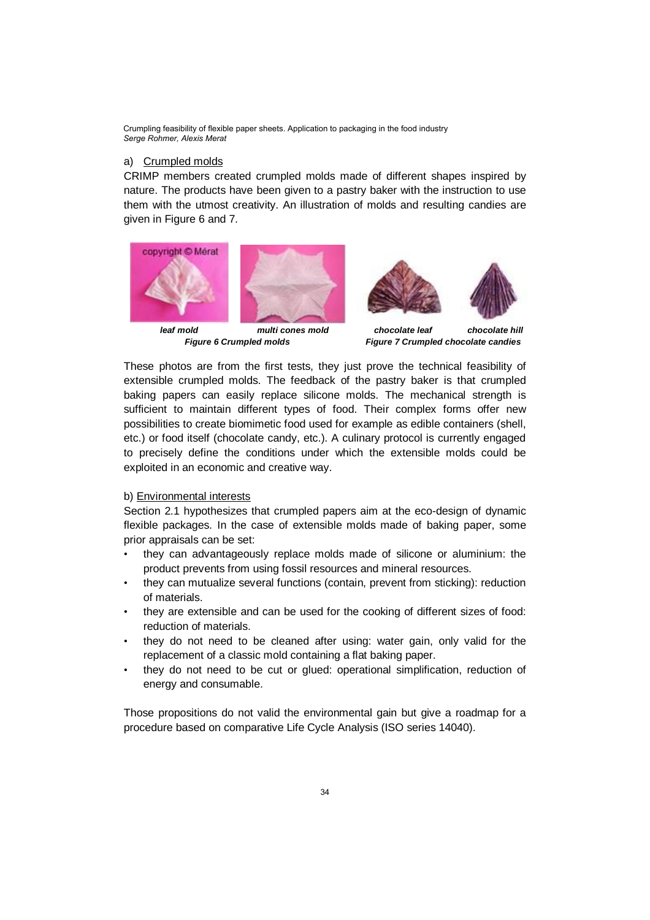a) Crumpled molds

CRIMP members created crumpled molds made of different shapes inspired by nature. The products have been given to a pastry baker with the instruction to use them with the utmost creativity. An illustration of molds and resulting candies are given in Figure 6 and 7.

***leaf mold*** ***multi cones mold***

***Figure 6 Crumpled molds***

***chocolate leaf*** ***chocolate hill***

***Figure 7 Crumpled chocolate candies***

These photos are from the first tests, they just prove the technical feasibility of extensible crumpled molds. The feedback of the pastry baker is that crumpled baking papers can easily replace silicone molds. The mechanical strength is sufficient to maintain different types of food. Their complex forms offer new possibilities to create biomimetic food used for example as edible containers (shell, etc.) or food itself (chocolate candy, etc.). A culinary protocol is currently engaged to precisely define the conditions under which the extensible molds could be exploited in an economic and creative way.

b) Environmental interests

Section 2.1 hypothesizes that crumpled papers aim at the eco-design of dynamic flexible packages. In the case of extensible molds made of baking paper, some prior appraisals can be set:

- they can advantageously replace molds made of silicone or aluminium: the product prevents from using fossil resources and mineral resources.
- they can mutualize several functions (contain, prevent from sticking): reduction of materials.
- they are extensible and can be used for the cooking of different sizes of food: reduction of materials.
- they do not need to be cleaned after using: water gain, only valid for the replacement of a classic mold containing a flat baking paper.
- they do not need to be cut or glued: operational simplification, reduction of energy and consumable.

Those propositions do not valid the environmental gain but give a roadmap for a procedure based on comparative Life Cycle Analysis (ISO series 14040).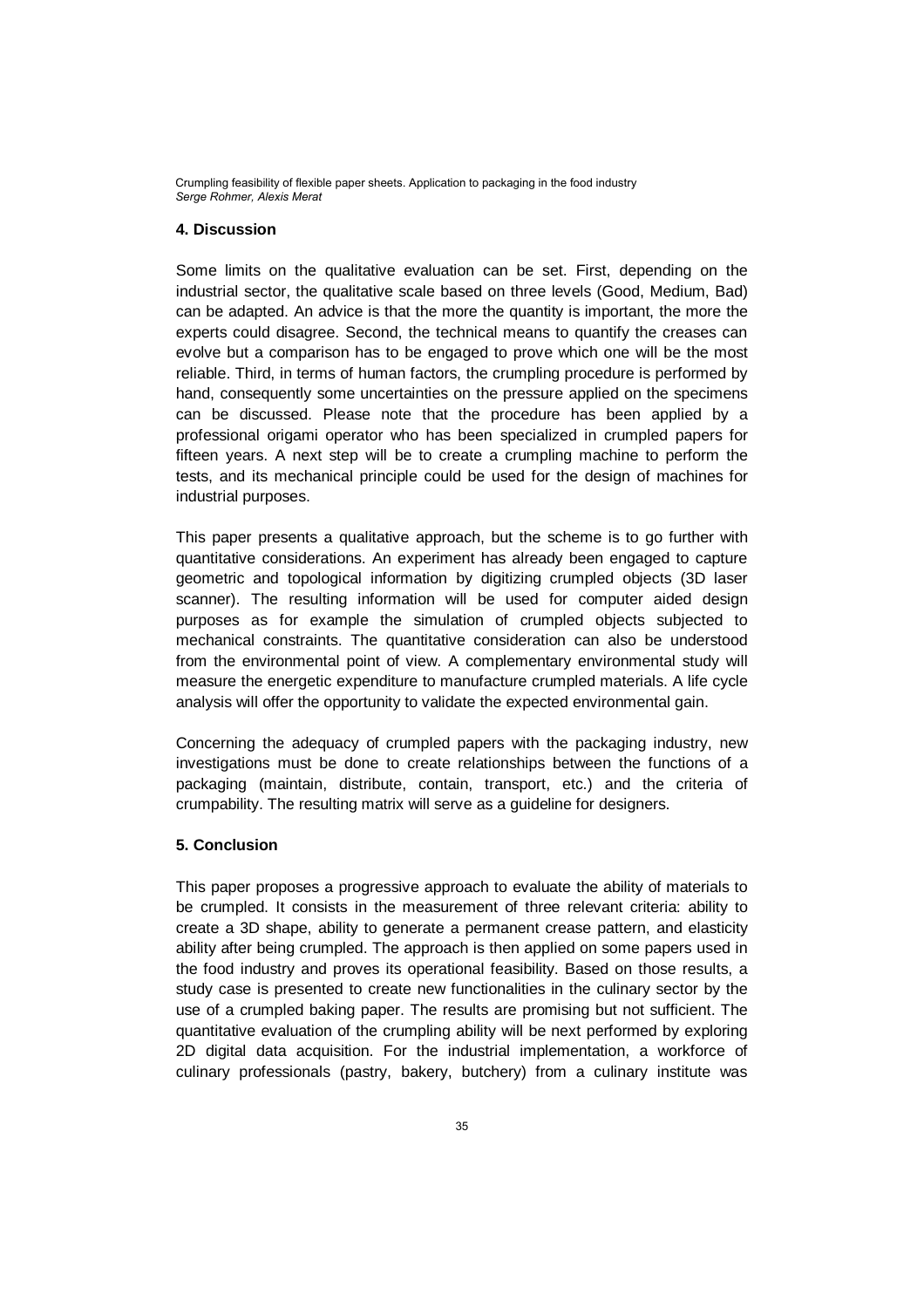## 4. Discussion

Some limits on the qualitative evaluation can be set. First, depending on the industrial sector, the qualitative scale based on three levels (Good, Medium, Bad) can be adapted. An advice is that the more the quantity is important, the more the experts could disagree. Second, the technical means to quantify the creases can evolve but a comparison has to be engaged to prove which one will be the most reliable. Third, in terms of human factors, the crumpling procedure is performed by hand, consequently some uncertainties on the pressure applied on the specimens can be discussed. Please note that the procedure has been applied by a professional origami operator who has been specialized in crumpled papers for fifteen years. A next step will be to create a crumpling machine to perform the tests, and its mechanical principle could be used for the design of machines for industrial purposes.

This paper presents a qualitative approach, but the scheme is to go further with quantitative considerations. An experiment has already been engaged to capture geometric and topological information by digitizing crumpled objects (3D laser scanner). The resulting information will be used for computer aided design purposes as for example the simulation of crumpled objects subjected to mechanical constraints. The quantitative consideration can also be understood from the environmental point of view. A complementary environmental study will measure the energetic expenditure to manufacture crumpled materials. A life cycle analysis will offer the opportunity to validate the expected environmental gain.

Concerning the adequacy of crumpled papers with the packaging industry, new investigations must be done to create relationships between the functions of a packaging (maintain, distribute, contain, transport, etc.) and the criteria of crumpability. The resulting matrix will serve as a guideline for designers.

## 5. Conclusion

This paper proposes a progressive approach to evaluate the ability of materials to be crumpled. It consists in the measurement of three relevant criteria: ability to create a 3D shape, ability to generate a permanent crease pattern, and elasticity ability after being crumpled. The approach is then applied on some papers used in the food industry and proves its operational feasibility. Based on those results, a study case is presented to create new functionalities in the culinary sector by the use of a crumpled baking paper. The results are promising but not sufficient. The quantitative evaluation of the crumpling ability will be next performed by exploring 2D digital data acquisition. For the industrial implementation, a workforce of culinary professionals (pastry, bakery, butchery) from a culinary institute was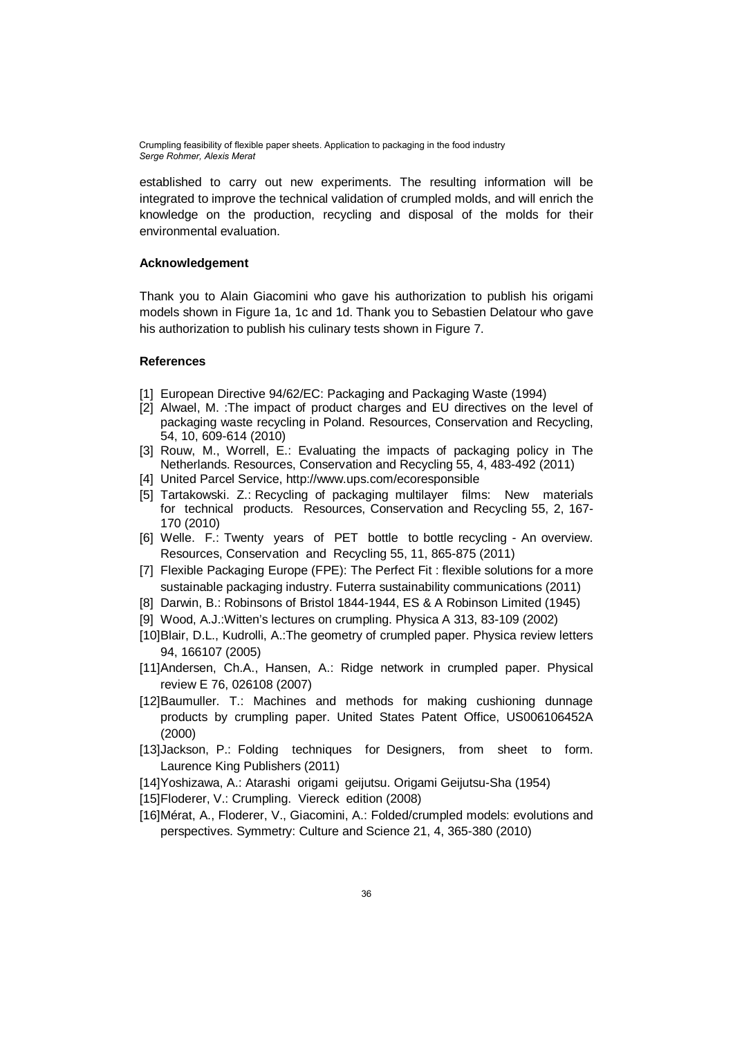established to carry out new experiments. The resulting information will be integrated to improve the technical validation of crumpled molds, and will enrich the knowledge on the production, recycling and disposal of the molds for their environmental evaluation.

### Acknowledgement

Thank you to Alain Giacomini who gave his authorization to publish his origami models shown in Figure 1a, 1c and 1d. Thank you to Sebastien Delatour who gave his authorization to publish his culinary tests shown in Figure 7.

### References

[1] European Directive 94/62/EC: Packaging and Packaging Waste (1994)

[2] Alwael, M. :The impact of product charges and EU directives on the level of packaging waste recycling in Poland. Resources, Conservation and Recycling, 54, 10, 609-614 (2010)

[3] Rouw, M., Worrell, E.: Evaluating the impacts of packaging policy in The Netherlands. Resources, Conservation and Recycling 55, 4, 483-492 (2011)

[4] United Parcel Service, http://www.ups.com/ecoresponsible

[5] Tartakowski. Z.: Recycling of packaging multilayer films: New materials for technical products. Resources, Conservation and Recycling 55, 2, 167-170 (2010)

[6] Welle. F.: Twenty years of PET bottle to bottle recycling - An overview. Resources, Conservation and Recycling 55, 11, 865-875 (2011)

[7] Flexible Packaging Europe (FPE): The Perfect Fit : flexible solutions for a more sustainable packaging industry. Futerra sustainability communications (2011)

[8] Darwin, B.: Robinsons of Bristol 1844-1944, ES & A Robinson Limited (1945)

[9] Wood, A.J.:Witten's lectures on crumpling. Physica A 313, 83-109 (2002)

[10] Blair, D.L., Kudrolli, A.:The geometry of crumpled paper. Physica review letters 94, 166107 (2005)

[11] Andersen, Ch.A., Hansen, A.: Ridge network in crumpled paper. Physical review E 76, 026108 (2007)

[12] Baumuller. T.: Machines and methods for making cushioning dunnage products by crumpling paper. United States Patent Office, US006106452A (2000)

[13] Jackson, P.: Folding techniques for Designers, from sheet to form. Laurence King Publishers (2011)

[14] Yoshizawa, A.: Atarashi origami geijutsu. Origami Geijutsu-Sha (1954)

[15] Floderer, V.: Crumpling. Viereck edition (2008)

[16] Mérat, A., Floderer, V., Giacomini, A.: Folded/crumpled models: evolutions and perspectives. Symmetry: Culture and Science 21, 4, 365-380 (2010)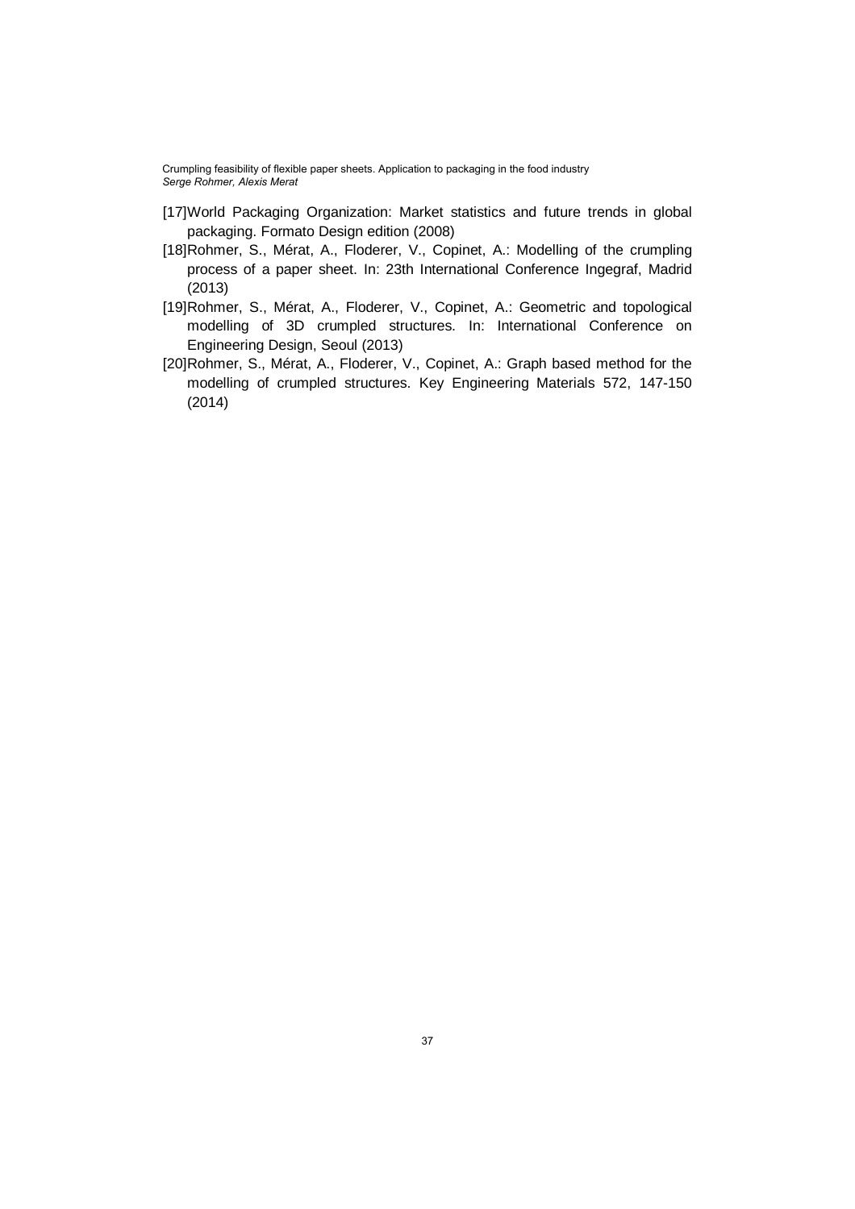[17]World Packaging Organization: Market statistics and future trends in global packaging. Formato Design edition (2008)

[18]Rohmer, S., Mérat, A., Floderer, V., Copinet, A.: Modelling of the crumpling process of a paper sheet. In: 23th International Conference Ingegraf, Madrid (2013)

[19]Rohmer, S., Mérat, A., Floderer, V., Copinet, A.: Geometric and topological modelling of 3D crumpled structures. In: International Conference on Engineering Design, Seoul (2013)

[20]Rohmer, S., Mérat, A., Floderer, V., Copinet, A.: Graph based method for the modelling of crumpled structures. Key Engineering Materials 572, 147-150 (2014)